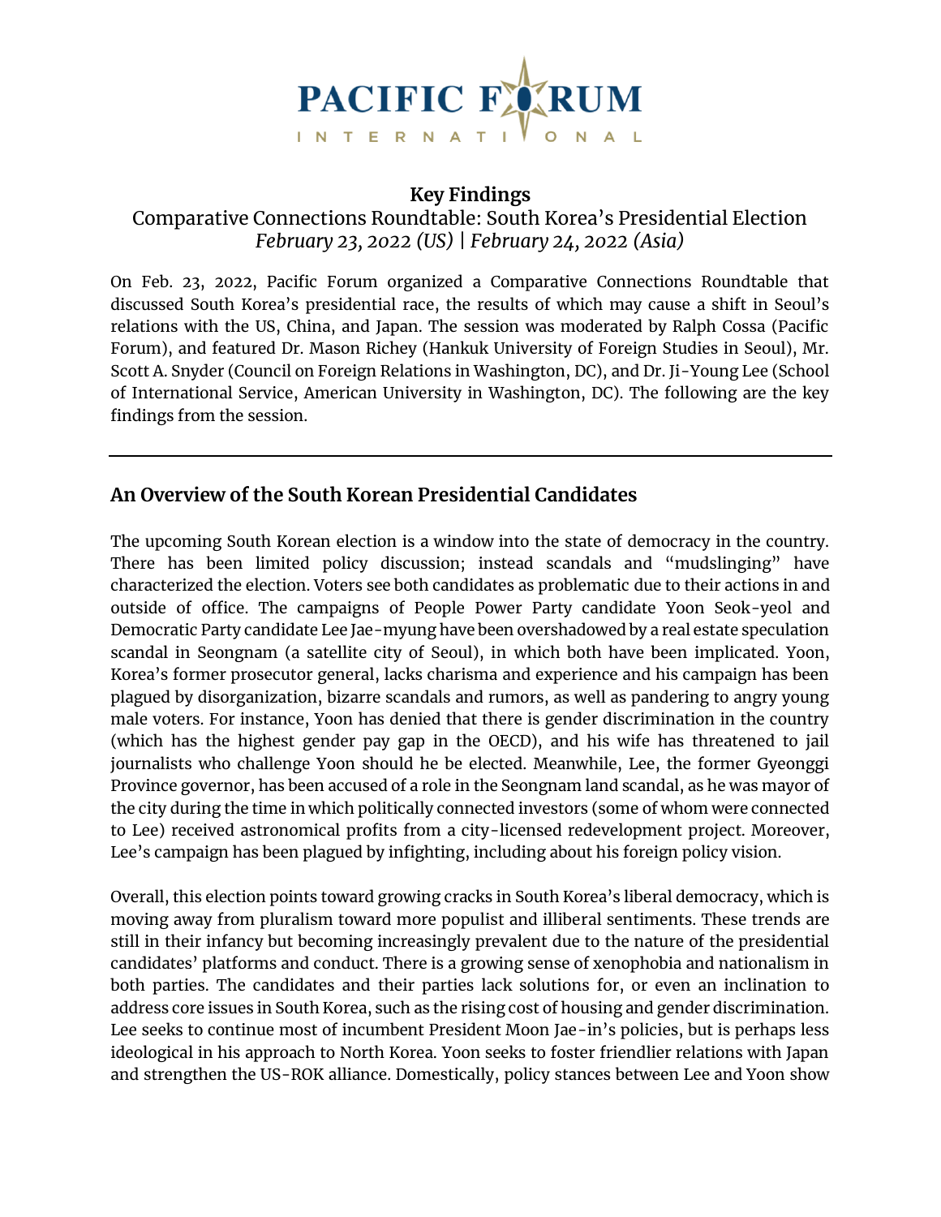PACIFIC FORUM INTERNATIONAL

**Key Findings**

Comparative Connections Roundtable: South Korea's Presidential Election

*February 23, 2022 (US) | February 24, 2022 (Asia)*

On Feb. 23, 2022, Pacific Forum organized a Comparative Connections Roundtable that discussed South Korea's presidential race, the results of which may cause a shift in Seoul's relations with the US, China, and Japan. The session was moderated by Ralph Cossa (Pacific Forum), and featured Dr. Mason Richey (Hankuk University of Foreign Studies in Seoul), Mr. Scott A. Snyder (Council on Foreign Relations in Washington, DC), and Dr. Ji-Young Lee (School of International Service, American University in Washington, DC). The following are the key findings from the session.

---

## An Overview of the South Korean Presidential Candidates

The upcoming South Korean election is a window into the state of democracy in the country. There has been limited policy discussion; instead scandals and "mudslinging" have characterized the election. Voters see both candidates as problematic due to their actions in and outside of office. The campaigns of People Power Party candidate Yoon Seok-yeol and Democratic Party candidate Lee Jae-myung have been overshadowed by a real estate speculation scandal in Seongnam (a satellite city of Seoul), in which both have been implicated. Yoon, Korea's former prosecutor general, lacks charisma and experience and his campaign has been plagued by disorganization, bizarre scandals and rumors, as well as pandering to angry young male voters. For instance, Yoon has denied that there is gender discrimination in the country (which has the highest gender pay gap in the OECD), and his wife has threatened to jail journalists who challenge Yoon should he be elected. Meanwhile, Lee, the former Gyeonggi Province governor, has been accused of a role in the Seongnam land scandal, as he was mayor of the city during the time in which politically connected investors (some of whom were connected to Lee) received astronomical profits from a city-licensed redevelopment project. Moreover, Lee's campaign has been plagued by infighting, including about his foreign policy vision.

Overall, this election points toward growing cracks in South Korea's liberal democracy, which is moving away from pluralism toward more populist and illiberal sentiments. These trends are still in their infancy but becoming increasingly prevalent due to the nature of the presidential candidates' platforms and conduct. There is a growing sense of xenophobia and nationalism in both parties. The candidates and their parties lack solutions for, or even an inclination to address core issues in South Korea, such as the rising cost of housing and gender discrimination. Lee seeks to continue most of incumbent President Moon Jae-in's policies, but is perhaps less ideological in his approach to North Korea. Yoon seeks to foster friendlier relations with Japan and strengthen the US-ROK alliance. Domestically, policy stances between Lee and Yoon show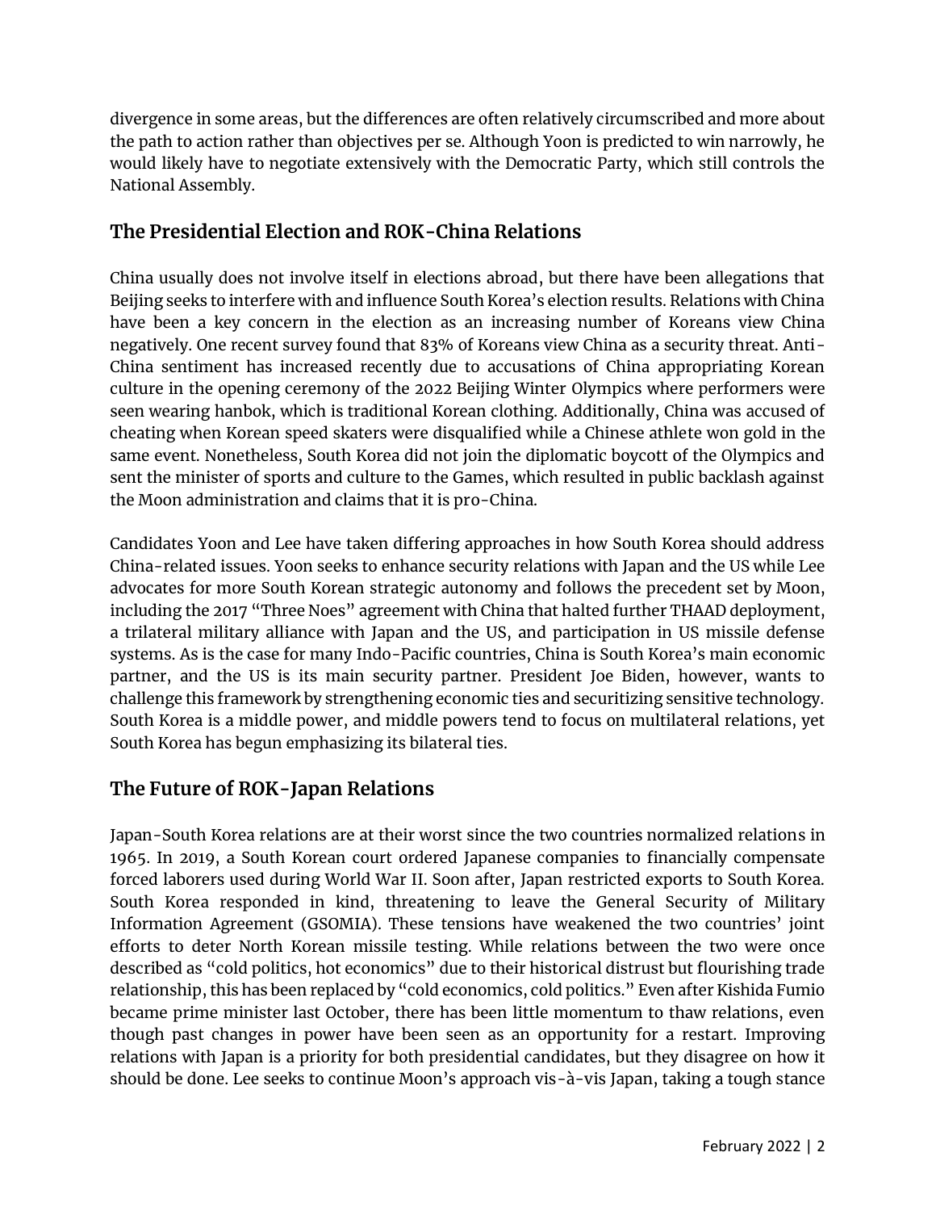divergence in some areas, but the differences are often relatively circumscribed and more about the path to action rather than objectives per se. Although Yoon is predicted to win narrowly, he would likely have to negotiate extensively with the Democratic Party, which still controls the National Assembly.

## The Presidential Election and ROK-China Relations

China usually does not involve itself in elections abroad, but there have been allegations that Beijing seeks to interfere with and influence South Korea's election results. Relations with China have been a key concern in the election as an increasing number of Koreans view China negatively. One recent survey found that 83% of Koreans view China as a security threat. Anti-China sentiment has increased recently due to accusations of China appropriating Korean culture in the opening ceremony of the 2022 Beijing Winter Olympics where performers were seen wearing hanbok, which is traditional Korean clothing. Additionally, China was accused of cheating when Korean speed skaters were disqualified while a Chinese athlete won gold in the same event. Nonetheless, South Korea did not join the diplomatic boycott of the Olympics and sent the minister of sports and culture to the Games, which resulted in public backlash against the Moon administration and claims that it is pro-China.

Candidates Yoon and Lee have taken differing approaches in how South Korea should address China-related issues. Yoon seeks to enhance security relations with Japan and the US while Lee advocates for more South Korean strategic autonomy and follows the precedent set by Moon, including the 2017 "Three Noes" agreement with China that halted further THAAD deployment, a trilateral military alliance with Japan and the US, and participation in US missile defense systems. As is the case for many Indo-Pacific countries, China is South Korea's main economic partner, and the US is its main security partner. President Joe Biden, however, wants to challenge this framework by strengthening economic ties and securitizing sensitive technology. South Korea is a middle power, and middle powers tend to focus on multilateral relations, yet South Korea has begun emphasizing its bilateral ties.

## The Future of ROK-Japan Relations

Japan-South Korea relations are at their worst since the two countries normalized relations in 1965. In 2019, a South Korean court ordered Japanese companies to financially compensate forced laborers used during World War II. Soon after, Japan restricted exports to South Korea. South Korea responded in kind, threatening to leave the General Security of Military Information Agreement (GSOMIA). These tensions have weakened the two countries' joint efforts to deter North Korean missile testing. While relations between the two were once described as "cold politics, hot economics" due to their historical distrust but flourishing trade relationship, this has been replaced by "cold economics, cold politics." Even after Kishida Fumio became prime minister last October, there has been little momentum to thaw relations, even though past changes in power have been seen as an opportunity for a restart. Improving relations with Japan is a priority for both presidential candidates, but they disagree on how it should be done. Lee seeks to continue Moon's approach vis-à-vis Japan, taking a tough stance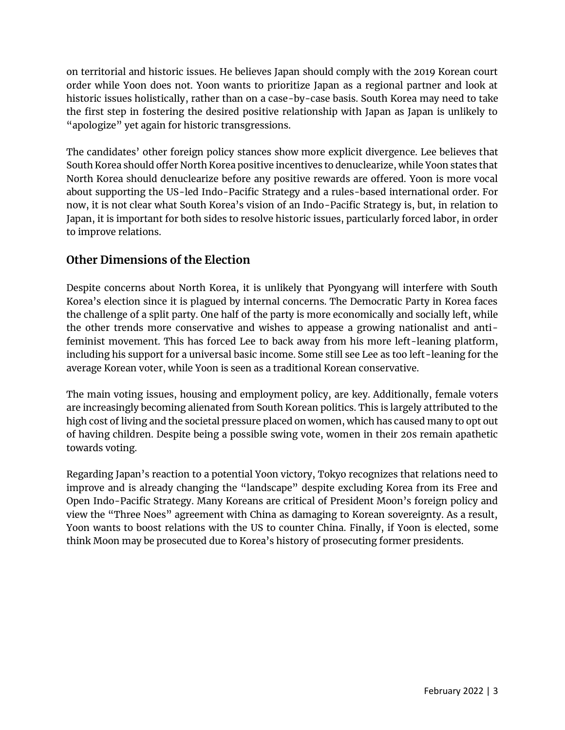on territorial and historic issues. He believes Japan should comply with the 2019 Korean court order while Yoon does not. Yoon wants to prioritize Japan as a regional partner and look at historic issues holistically, rather than on a case-by-case basis. South Korea may need to take the first step in fostering the desired positive relationship with Japan as Japan is unlikely to "apologize" yet again for historic transgressions.

The candidates' other foreign policy stances show more explicit divergence. Lee believes that South Korea should offer North Korea positive incentives to denuclearize, while Yoon states that North Korea should denuclearize before any positive rewards are offered. Yoon is more vocal about supporting the US-led Indo-Pacific Strategy and a rules-based international order. For now, it is not clear what South Korea's vision of an Indo-Pacific Strategy is, but, in relation to Japan, it is important for both sides to resolve historic issues, particularly forced labor, in order to improve relations.

## Other Dimensions of the Election

Despite concerns about North Korea, it is unlikely that Pyongyang will interfere with South Korea's election since it is plagued by internal concerns. The Democratic Party in Korea faces the challenge of a split party. One half of the party is more economically and socially left, while the other trends more conservative and wishes to appease a growing nationalist and anti-feminist movement. This has forced Lee to back away from his more left-leaning platform, including his support for a universal basic income. Some still see Lee as too left-leaning for the average Korean voter, while Yoon is seen as a traditional Korean conservative.

The main voting issues, housing and employment policy, are key. Additionally, female voters are increasingly becoming alienated from South Korean politics. This is largely attributed to the high cost of living and the societal pressure placed on women, which has caused many to opt out of having children. Despite being a possible swing vote, women in their 20s remain apathetic towards voting.

Regarding Japan's reaction to a potential Yoon victory, Tokyo recognizes that relations need to improve and is already changing the "landscape" despite excluding Korea from its Free and Open Indo-Pacific Strategy. Many Koreans are critical of President Moon's foreign policy and view the "Three Noes" agreement with China as damaging to Korean sovereignty. As a result, Yoon wants to boost relations with the US to counter China. Finally, if Yoon is elected, some think Moon may be prosecuted due to Korea's history of prosecuting former presidents.